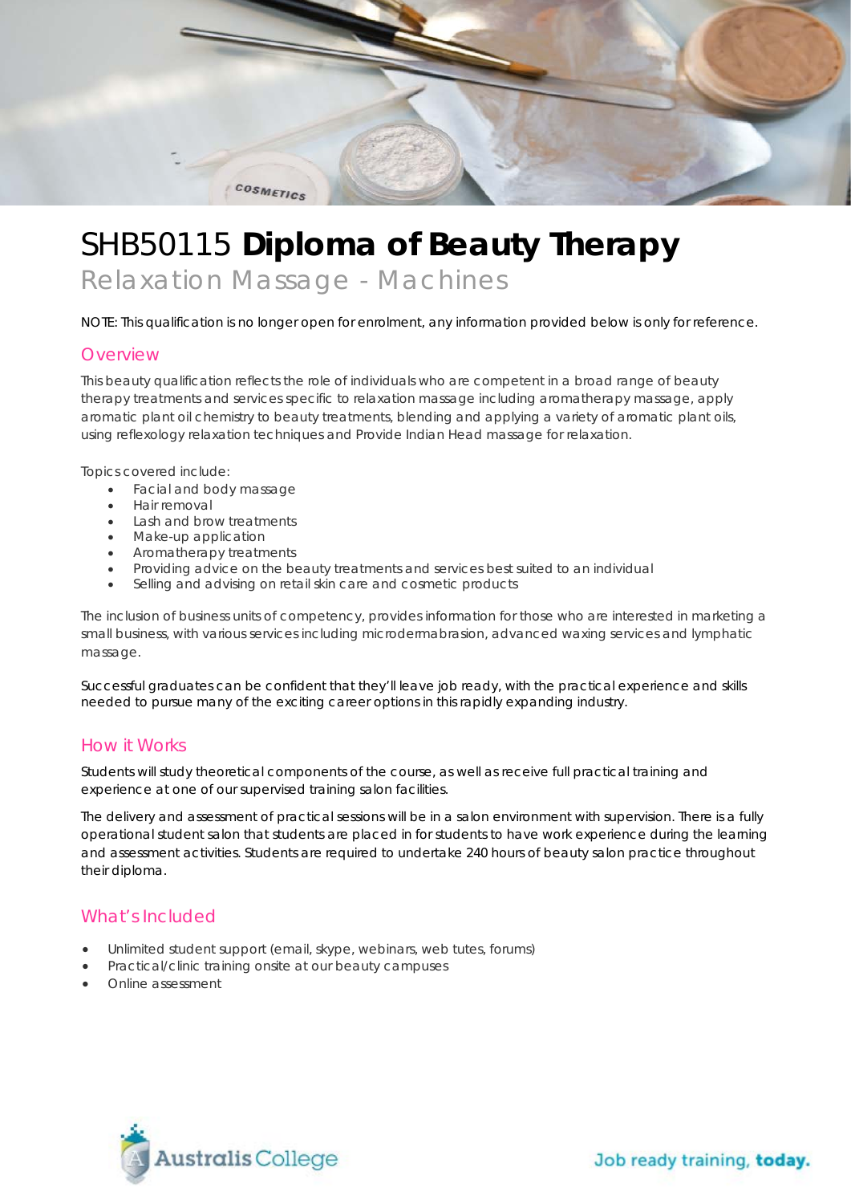# SHB50115 **Diploma of Beauty Therapy**

## Relaxation Massage - Machines

NOTE: This qualification is no longer open for enrolment, any information provided below is only for reference.

## Overview

This beauty qualification reflects the role of individuals who are competent in a broad range of beauty therapy treatments and services specific to relaxation massage including aromatherapy massage, apply aromatic plant oil chemistry to beauty treatments, blending and applying a variety of aromatic plant oils, using reflexology relaxation techniques and Provide Indian Head massage for relaxation.

Topics covered include:

- Facial and body massage
- Hair removal
- Lash and brow treatments
- Make-up application
- Aromatherapy treatments
- Providing advice on the beauty treatments and services best suited to an individual
- Selling and advising on retail skin care and cosmetic products

The inclusion of business units of competency, provides information for those who are interested in marketing a small business, with various services including microdermabrasion, advanced waxing services and lymphatic massage.

Successful graduates can be confident that they'll leave job ready, with the practical experience and skills needed to pursue many of the exciting career options in this rapidly expanding industry.

## How it Works

Students will study theoretical components of the course, as well as receive full practical training and experience at one of our supervised training salon facilities.

The delivery and assessment of practical sessions will be in a salon environment with supervision. There is a fully operational student salon that students are placed in for students to have work experience during the learning and assessment activities. Students are required to undertake 240 hours of beauty salon practice throughout their diploma.

## What's Included

- Unlimited student support (email, skype, webinars, web tutes, forums)
- Practical/clinic training onsite at our beauty campuses
- Online assessment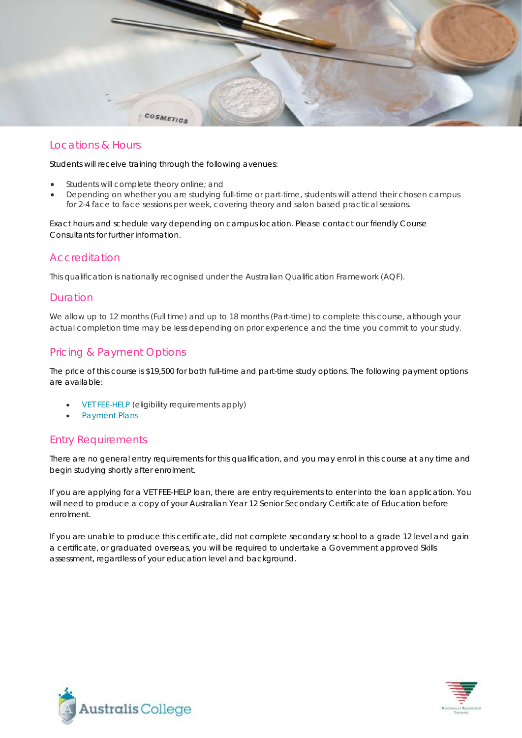## Locations & Hours

Students will receive training through the following avenues:

- Students will complete theory online; and
- Depending on whether you are studying full-time or part-time, students will attend their chosen campus for 2-4 face to face sessions per week, covering theory and salon based practical sessions.

Exact hours and schedule vary depending on campus location. Please contact our friendly Course Consultants for further information.

## Accreditation

This qualification is nationally recognised under the Australian Qualification Framework (AQF).

## Duration

We allow up to 12 months (Full time) and up to 18 months (Part-time) to complete this course, although your actual completion time may be less depending on prior experience and the time you commit to your study.

## Pricing & Payment Options

The price of this course is $19,500 for both full-time and part-time study options. The following payment options are available:

- VET FEE-HELP (eligibility requirements apply)
- Payment Plans

## Entry Requirements

There are no general entry requirements for this qualification, and you may enrol in this course at any time and begin studying shortly after enrolment.

If you are applying for a VET FEE-HELP loan, there are entry requirements to enter into the loan application. You will need to produce a copy of your Australian Year 12 Senior Secondary Certificate of Education before enrolment.

If you are unable to produce this certificate, did not complete secondary school to a grade 12 level and gain a certificate, or graduated overseas, you will be required to undertake a Government approved Skills assessment, regardless of your education level and background.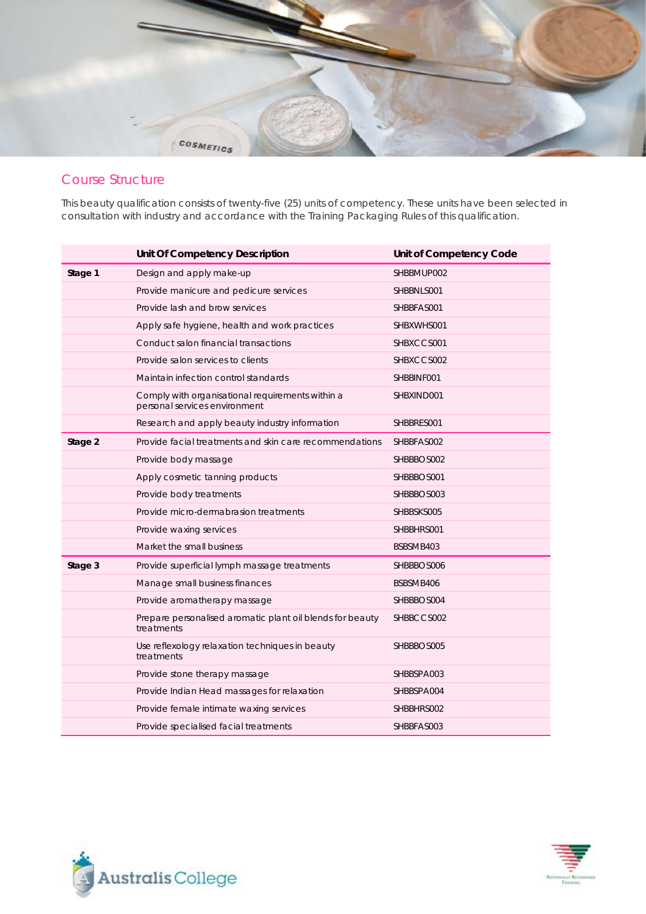## Course Structure

This beauty qualification consists of twenty-five (25) units of competency. These units have been selected in consultation with industry and accordance with the Training Packaging Rules of this qualification.

| | Unit Of Competency Description | Unit of Competency Code |
|---|---|---|
| **Stage 1** | Design and apply make-up | SHBBMUP002 |
| | Provide manicure and pedicure services | SHBBNLS001 |
| | Provide lash and brow services | SHBBFAS001 |
| | Apply safe hygiene, health and work practices | SHBXWHS001 |
| | Conduct salon financial transactions | SHBXCCS001 |
| | Provide salon services to clients | SHBXCCS002 |
| | Maintain infection control standards | SHBBINF001 |
| | Comply with organisational requirements within a personal services environment | SHBXIND001 |
| | Research and apply beauty industry information | SHBBRES001 |
| **Stage 2** | Provide facial treatments and skin care recommendations | SHBBFAS002 |
| | Provide body massage | SHBBBOS002 |
| | Apply cosmetic tanning products | SHBBBOS001 |
| | Provide body treatments | SHBBBOS003 |
| | Provide micro-dermabrasion treatments | SHBBSKS005 |
| | Provide waxing services | SHBBHRS001 |
| | Market the small business | BSBSMB403 |
| **Stage 3** | Provide superficial lymph massage treatments | SHBBBOS006 |
| | Manage small business finances | BSBSMB406 |
| | Provide aromatherapy massage | SHBBBOS004 |
| | Prepare personalised aromatic plant oil blends for beauty treatments | SHBBCCS002 |
| | Use reflexology relaxation techniques in beauty treatments | SHBBBOS005 |
| | Provide stone therapy massage | SHBBSPA003 |
| | Provide Indian Head massages for relaxation | SHBBSPA004 |
| | Provide female intimate waxing services | SHBBHRS002 |
| | Provide specialised facial treatments | SHBBFAS003 |